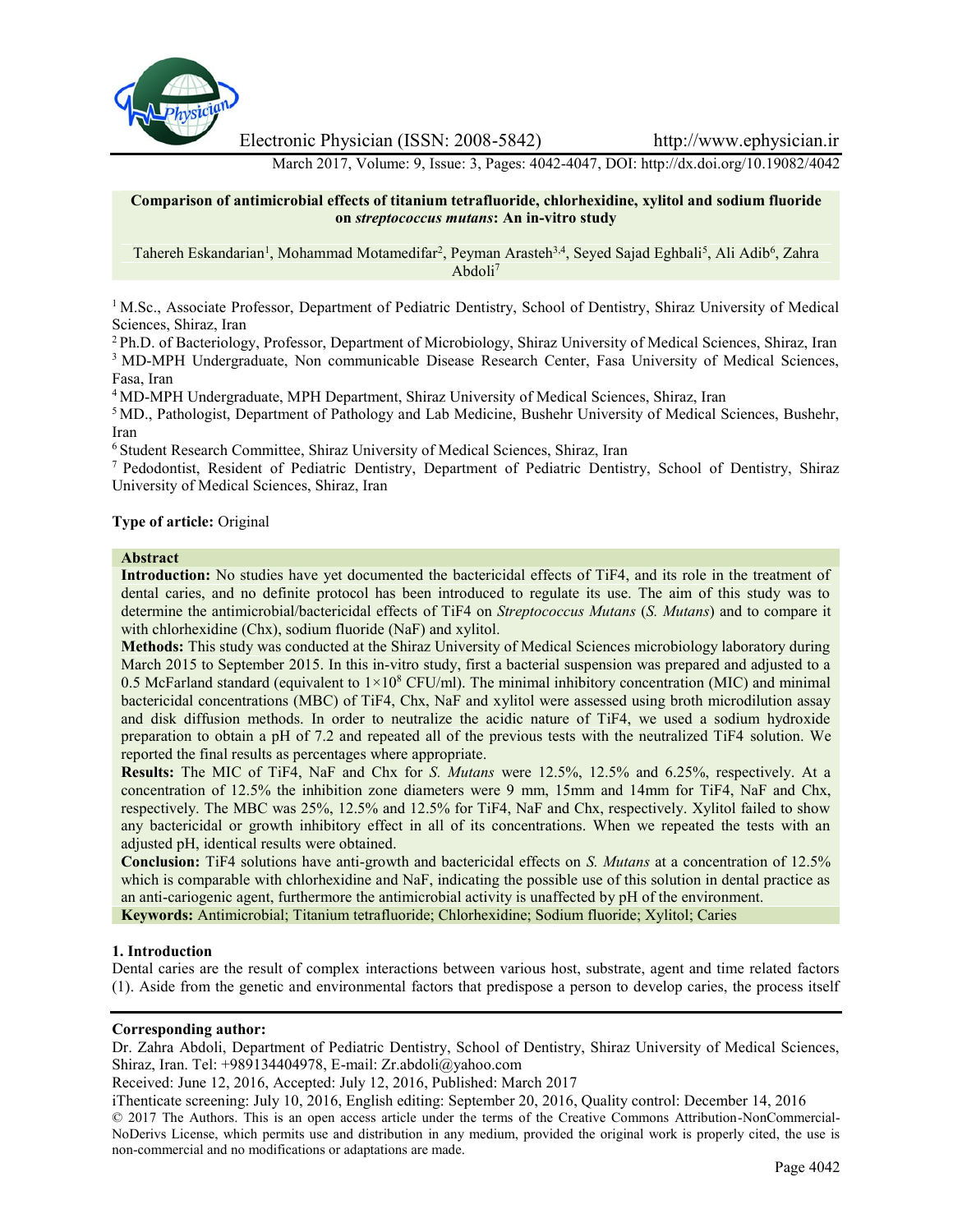# Comparison of antimicrobial effects of titanium tetrafluoride, chlorhexidine, xylitol and sodium fluoride on *streptococcus mutans*: An in-vitro study

Tahereh Eskandarian[1], Mohammad Motamedifar[2], Peyman Arasteh[3,4], Seyed Sajad Eghbali[5], Ali Adib[6], Zahra Abdoli[7]

[1] M.Sc., Associate Professor, Department of Pediatric Dentistry, School of Dentistry, Shiraz University of Medical Sciences, Shiraz, Iran

[2] Ph.D. of Bacteriology, Professor, Department of Microbiology, Shiraz University of Medical Sciences, Shiraz, Iran

[3] MD-MPH Undergraduate, Non communicable Disease Research Center, Fasa University of Medical Sciences, Fasa, Iran

[4] MD-MPH Undergraduate, MPH Department, Shiraz University of Medical Sciences, Shiraz, Iran

[5] MD., Pathologist, Department of Pathology and Lab Medicine, Bushehr University of Medical Sciences, Bushehr, Iran

[6] Student Research Committee, Shiraz University of Medical Sciences, Shiraz, Iran

[7] Pedodontist, Resident of Pediatric Dentistry, Department of Pediatric Dentistry, School of Dentistry, Shiraz University of Medical Sciences, Shiraz, Iran

**Type of article:** Original

## Abstract

**Introduction:** No studies have yet documented the bactericidal effects of $TiF_4$, and its role in the treatment of dental caries, and no definite protocol has been introduced to regulate its use. The aim of this study was to determine the antimicrobial/bactericidal effects of $TiF_4$ on *Streptococcus Mutans* (*S. Mutans*) and to compare it with chlorhexidine (Chx), sodium fluoride (NaF) and xylitol.

**Methods:** This study was conducted at the Shiraz University of Medical Sciences microbiology laboratory during March 2015 to September 2015. In this in-vitro study, first a bacterial suspension was prepared and adjusted to a 0.5 McFarland standard (equivalent to $1\times10^8$ CFU/ml). The minimal inhibitory concentration (MIC) and minimal bactericidal concentrations (MBC) of $TiF_4$, Chx, NaF and xylitol were assessed using broth microdilution assay and disk diffusion methods. In order to neutralize the acidic nature of $TiF_4$, we used a sodium hydroxide preparation to obtain a pH of 7.2 and repeated all of the previous tests with the neutralized $TiF_4$ solution. We reported the final results as percentages where appropriate.

**Results:** The MIC of $TiF_4$, NaF and Chx for *S. Mutans* were 12.5%, 12.5% and 6.25%, respectively. At a concentration of 12.5% the inhibition zone diameters were 9 mm, 15mm and 14mm for $TiF_4$, NaF and Chx, respectively. The MBC was 25%, 12.5% and 12.5% for $TiF_4$, NaF and Chx, respectively. Xylitol failed to show any bactericidal or growth inhibitory effect in all of its concentrations. When we repeated the tests with an adjusted pH, identical results were obtained.

**Conclusion:** $TiF_4$ solutions have anti-growth and bactericidal effects on *S. Mutans* at a concentration of 12.5% which is comparable with chlorhexidine and NaF, indicating the possible use of this solution in dental practice as an anti-cariogenic agent, furthermore the antimicrobial activity is unaffected by pH of the environment.

**Keywords:** Antimicrobial; Titanium tetrafluoride; Chlorhexidine; Sodium fluoride; Xylitol; Caries

## 1. Introduction

Dental caries are the result of complex interactions between various host, substrate, agent and time related factors (1). Aside from the genetic and environmental factors that predispose a person to develop caries, the process itself

**Corresponding author:**
Dr. Zahra Abdoli, Department of Pediatric Dentistry, School of Dentistry, Shiraz University of Medical Sciences, Shiraz, Iran. Tel: +989134404978, E-mail: Zr.abdoli@yahoo.com

Received: June 12, 2016, Accepted: July 12, 2016, Published: March 2017

iThenticate screening: July 10, 2016, English editing: September 20, 2016, Quality control: December 14, 2016

© 2017 The Authors. This is an open access article under the terms of the Creative Commons Attribution-NonCommercial-NoDerivs License, which permits use and distribution in any medium, provided the original work is properly cited, the use is non-commercial and no modifications or adaptations are made.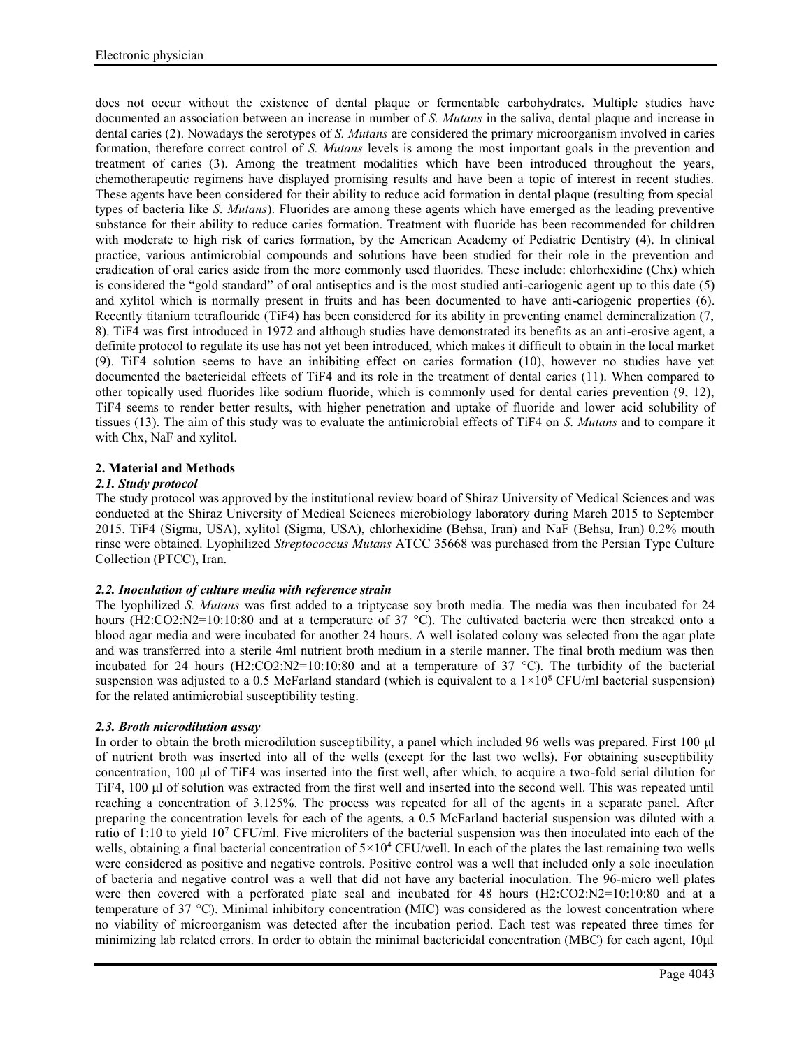does not occur without the existence of dental plaque or fermentable carbohydrates. Multiple studies have documented an association between an increase in number of *S. Mutans* in the saliva, dental plaque and increase in dental caries (2). Nowadays the serotypes of *S. Mutans* are considered the primary microorganism involved in caries formation, therefore correct control of *S. Mutans* levels is among the most important goals in the prevention and treatment of caries (3). Among the treatment modalities which have been introduced throughout the years, chemotherapeutic regimens have displayed promising results and have been a topic of interest in recent studies. These agents have been considered for their ability to reduce acid formation in dental plaque (resulting from special types of bacteria like *S. Mutans*). Fluorides are among these agents which have emerged as the leading preventive substance for their ability to reduce caries formation. Treatment with fluoride has been recommended for children with moderate to high risk of caries formation, by the American Academy of Pediatric Dentistry (4). In clinical practice, various antimicrobial compounds and solutions have been studied for their role in the prevention and eradication of oral caries aside from the more commonly used fluorides. These include: chlorhexidine (Chx) which is considered the "gold standard" of oral antiseptics and is the most studied anti-cariogenic agent up to this date (5) and xylitol which is normally present in fruits and has been documented to have anti-cariogenic properties (6). Recently titanium tetraflouride ($TiF_4$) has been considered for its ability in preventing enamel demineralization (7, 8). $TiF_4$ was first introduced in 1972 and although studies have demonstrated its benefits as an anti-erosive agent, a definite protocol to regulate its use has not yet been introduced, which makes it difficult to obtain in the local market (9). $TiF_4$ solution seems to have an inhibiting effect on caries formation (10), however no studies have yet documented the bactericidal effects of $TiF_4$ and its role in the treatment of dental caries (11). When compared to other topically used fluorides like sodium fluoride, which is commonly used for dental caries prevention (9, 12), $TiF_4$ seems to render better results, with higher penetration and uptake of fluoride and lower acid solubility of tissues (13). The aim of this study was to evaluate the antimicrobial effects of $TiF_4$ on *S. Mutans* and to compare it with Chx, NaF and xylitol.

## 2. Material and Methods

### *2.1. Study protocol*

The study protocol was approved by the institutional review board of Shiraz University of Medical Sciences and was conducted at the Shiraz University of Medical Sciences microbiology laboratory during March 2015 to September 2015. $TiF_4$ (Sigma, USA), xylitol (Sigma, USA), chlorhexidine (Behsa, Iran) and NaF (Behsa, Iran) 0.2% mouth rinse were obtained. Lyophilized *Streptococcus Mutans* ATCC 35668 was purchased from the Persian Type Culture Collection (PTCC), Iran.

### *2.2. Inoculation of culture media with reference strain*

The lyophilized *S. Mutans* was first added to a triptycase soy broth media. The media was then incubated for 24 hours ($H_2:CO_2:N_2$=10:10:80 and at a temperature of 37 °C). The cultivated bacteria were then streaked onto a blood agar media and were incubated for another 24 hours. A well isolated colony was selected from the agar plate and was transferred into a sterile 4ml nutrient broth medium in a sterile manner. The final broth medium was then incubated for 24 hours ($H_2:CO_2:N_2$=10:10:80 and at a temperature of 37 °C). The turbidity of the bacterial suspension was adjusted to a 0.5 McFarland standard (which is equivalent to a $1\times10^8$ CFU/ml bacterial suspension) for the related antimicrobial susceptibility testing.

### *2.3. Broth microdilution assay*

In order to obtain the broth microdilution susceptibility, a panel which included 96 wells was prepared. First 100 μl of nutrient broth was inserted into all of the wells (except for the last two wells). For obtaining susceptibility concentration, 100 μl of $TiF_4$ was inserted into the first well, after which, to acquire a two-fold serial dilution for $TiF_4$, 100 μl of solution was extracted from the first well and inserted into the second well. This was repeated until reaching a concentration of 3.125%. The process was repeated for all of the agents in a separate panel. After preparing the concentration levels for each of the agents, a 0.5 McFarland bacterial suspension was diluted with a ratio of $1:10^7$ to yield $10^7$ CFU/ml. Five microliters of the bacterial suspension was then inoculated into each of the wells, obtaining a final bacterial concentration of $5\times10^4$ CFU/well. In each of the plates the last remaining two wells were considered as positive and negative controls. Positive control was a well that included only a sole inoculation of bacteria and negative control was a well that did not have any bacterial inoculation. The 96-micro well plates were then covered with a perforated plate seal and incubated for 48 hours ($H_2:CO_2:N_2$=10:10:80 and at a temperature of 37 °C). Minimal inhibitory concentration (MIC) was considered as the lowest concentration where no viability of microorganism was detected after the incubation period. Each test was repeated three times for minimizing lab related errors. In order to obtain the minimal bactericidal concentration (MBC) for each agent, 10μl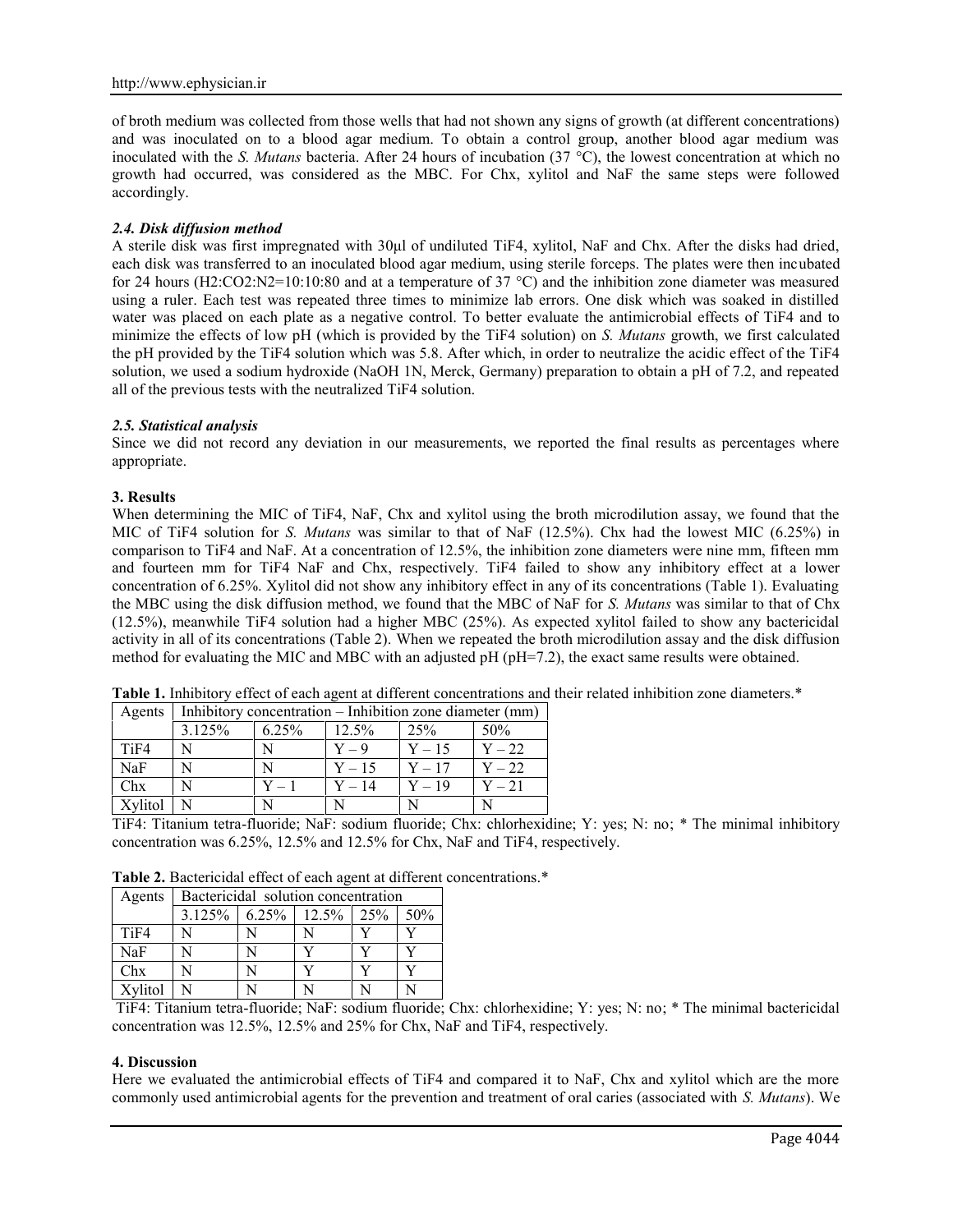of broth medium was collected from those wells that had not shown any signs of growth (at different concentrations) and was inoculated on to a blood agar medium. To obtain a control group, another blood agar medium was inoculated with the *S. Mutans* bacteria. After 24 hours of incubation (37 °C), the lowest concentration at which no growth had occurred, was considered as the MBC. For Chx, xylitol and NaF the same steps were followed accordingly.

### *2.4. Disk diffusion method*

A sterile disk was first impregnated with 30µl of undiluted $TiF_4$, xylitol, NaF and Chx. After the disks had dried, each disk was transferred to an inoculated blood agar medium, using sterile forceps. The plates were then incubated for 24 hours ($H_2$:$CO_2$:$N_2$=10:10:80 and at a temperature of 37 °C) and the inhibition zone diameter was measured using a ruler. Each test was repeated three times to minimize lab errors. One disk which was soaked in distilled water was placed on each plate as a negative control. To better evaluate the antimicrobial effects of $TiF_4$ and to minimize the effects of low pH (which is provided by the $TiF_4$ solution) on *S. Mutans* growth, we first calculated the pH provided by the $TiF_4$ solution which was 5.8. After which, in order to neutralize the acidic effect of the $TiF_4$ solution, we used a sodium hydroxide (NaOH 1N, Merck, Germany) preparation to obtain a pH of 7.2, and repeated all of the previous tests with the neutralized $TiF_4$ solution.

### *2.5. Statistical analysis*

Since we did not record any deviation in our measurements, we reported the final results as percentages where appropriate.

## 3. Results

When determining the MIC of $TiF_4$, NaF, Chx and xylitol using the broth microdilution assay, we found that the MIC of $TiF_4$ solution for *S. Mutans* was similar to that of NaF (12.5%). Chx had the lowest MIC (6.25%) in comparison to $TiF_4$ and NaF. At a concentration of 12.5%, the inhibition zone diameters were nine mm, fifteen mm and fourteen mm for $TiF_4$ NaF and Chx, respectively. $TiF_4$ failed to show any inhibitory effect at a lower concentration of 6.25%. Xylitol did not show any inhibitory effect in any of its concentrations (Table 1). Evaluating the MBC using the disk diffusion method, we found that the MBC of NaF for *S. Mutans* was similar to that of Chx (12.5%), meanwhile $TiF_4$ solution had a higher MBC (25%). As expected xylitol failed to show any bactericidal activity in all of its concentrations (Table 2). When we repeated the broth microdilution assay and the disk diffusion method for evaluating the MIC and MBC with an adjusted pH (pH=7.2), the exact same results were obtained.

**Table 1.** Inhibitory effect of each agent at different concentrations and their related inhibition zone diameters.*

| Agents | Inhibitory concentration – Inhibition zone diameter (mm) | | | | |
|---|---|---|---|---|---|
| | 3.125% | 6.25% | 12.5% | 25% | 50% |
| $TiF_4$ | N | N | Y – 9 | Y – 15 | Y – 22 |
| NaF | N | N | Y – 15 | Y – 17 | Y – 22 |
| Chx | N | Y – 1 | Y – 14 | Y – 19 | Y – 21 |
| Xylitol | N | N | N | N | N |

$TiF_4$: Titanium tetra-fluoride; NaF: sodium fluoride; Chx: chlorhexidine; Y: yes; N: no; * The minimal inhibitory concentration was 6.25%, 12.5% and 12.5% for Chx, NaF and $TiF_4$, respectively.

**Table 2.** Bactericidal effect of each agent at different concentrations.*

| Agents | Bactericidal solution concentration | | | | |
|---|---|---|---|---|---|
| | 3.125% | 6.25% | 12.5% | 25% | 50% |
| $TiF_4$ | N | N | N | Y | Y |
| NaF | N | N | Y | Y | Y |
| Chx | N | N | Y | Y | Y |
| Xylitol | N | N | N | N | N |

$TiF_4$: Titanium tetra-fluoride; NaF: sodium fluoride; Chx: chlorhexidine; Y: yes; N: no; * The minimal bactericidal concentration was 12.5%, 12.5% and 25% for Chx, NaF and $TiF_4$, respectively.

## 4. Discussion

Here we evaluated the antimicrobial effects of $TiF_4$ and compared it to NaF, Chx and xylitol which are the more commonly used antimicrobial agents for the prevention and treatment of oral caries (associated with *S. Mutans*). We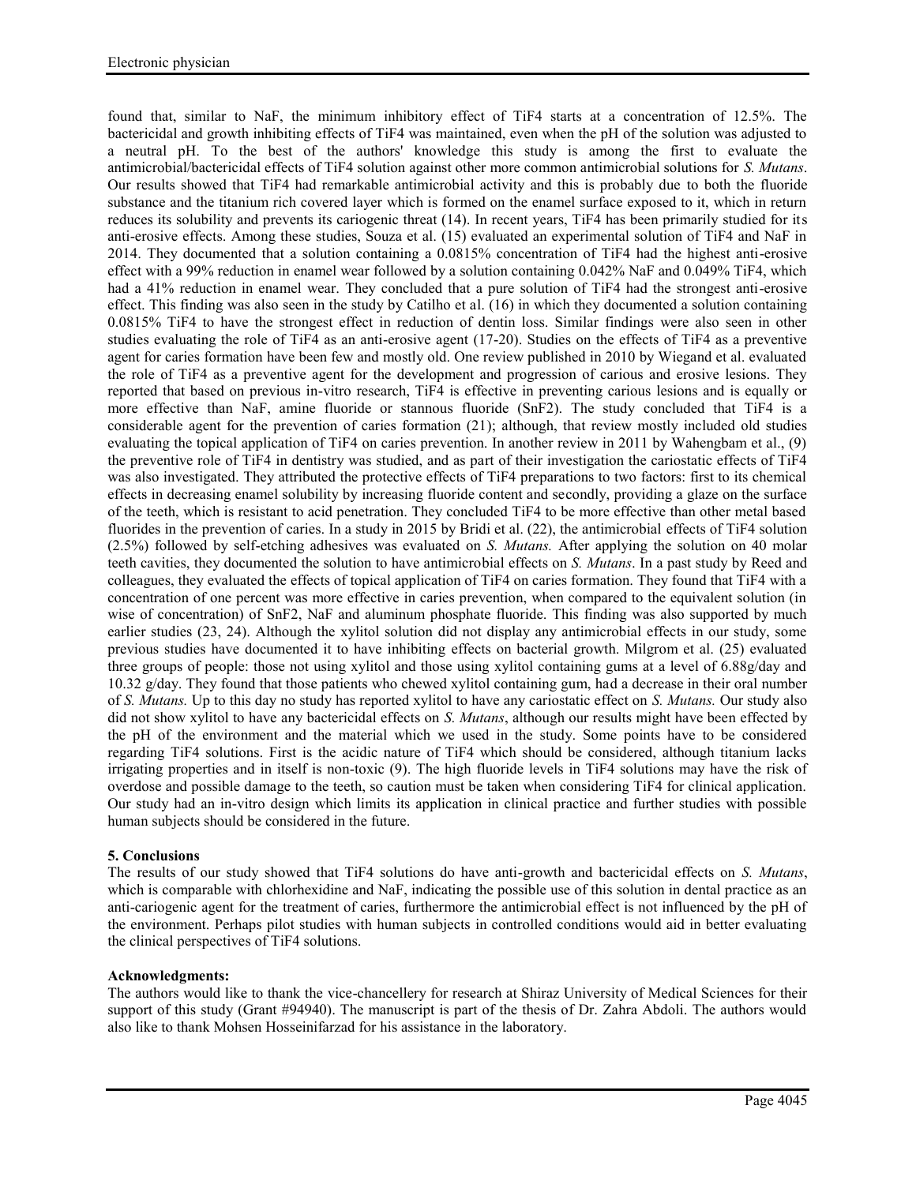found that, similar to NaF, the minimum inhibitory effect of $TiF_4$ starts at a concentration of 12.5%. The bactericidal and growth inhibiting effects of $TiF_4$ was maintained, even when the pH of the solution was adjusted to a neutral pH. To the best of the authors' knowledge this study is among the first to evaluate the antimicrobial/bactericidal effects of $TiF_4$ solution against other more common antimicrobial solutions for *S. Mutans*. Our results showed that $TiF_4$ had remarkable antimicrobial activity and this is probably due to both the fluoride substance and the titanium rich covered layer which is formed on the enamel surface exposed to it, which in return reduces its solubility and prevents its cariogenic threat (14). In recent years, $TiF_4$ has been primarily studied for its anti-erosive effects. Among these studies, Souza et al. (15) evaluated an experimental solution of $TiF_4$ and NaF in 2014. They documented that a solution containing a 0.0815% concentration of $TiF_4$ had the highest anti-erosive effect with a 99% reduction in enamel wear followed by a solution containing 0.042% NaF and 0.049% $TiF_4$, which had a 41% reduction in enamel wear. They concluded that a pure solution of $TiF_4$ had the strongest anti-erosive effect. This finding was also seen in the study by Catilho et al. (16) in which they documented a solution containing 0.0815% $TiF_4$ to have the strongest effect in reduction of dentin loss. Similar findings were also seen in other studies evaluating the role of $TiF_4$ as an anti-erosive agent (17-20). Studies on the effects of $TiF_4$ as a preventive agent for caries formation have been few and mostly old. One review published in 2010 by Wiegand et al. evaluated the role of $TiF_4$ as a preventive agent for the development and progression of carious and erosive lesions. They reported that based on previous in-vitro research, $TiF_4$ is effective in preventing carious lesions and is equally or more effective than NaF, amine fluoride or stannous fluoride ($SnF_2$). The study concluded that $TiF_4$ is a considerable agent for the prevention of caries formation (21); although, that review mostly included old studies evaluating the topical application of $TiF_4$ on caries prevention. In another review in 2011 by Wahengbam et al., (9) the preventive role of $TiF_4$ in dentistry was studied, and as part of their investigation the cariostatic effects of $TiF_4$ was also investigated. They attributed the protective effects of $TiF_4$ preparations to two factors: first to its chemical effects in decreasing enamel solubility by increasing fluoride content and secondly, providing a glaze on the surface of the teeth, which is resistant to acid penetration. They concluded $TiF_4$ to be more effective than other metal based fluorides in the prevention of caries. In a study in 2015 by Bridi et al. (22), the antimicrobial effects of $TiF_4$ solution (2.5%) followed by self-etching adhesives was evaluated on *S. Mutans.* After applying the solution on 40 molar teeth cavities, they documented the solution to have antimicrobial effects on *S. Mutans*. In a past study by Reed and colleagues, they evaluated the effects of topical application of $TiF_4$ on caries formation. They found that $TiF_4$ with a concentration of one percent was more effective in caries prevention, when compared to the equivalent solution (in wise of concentration) of $SnF_2$, NaF and aluminum phosphate fluoride. This finding was also supported by much earlier studies (23, 24). Although the xylitol solution did not display any antimicrobial effects in our study, some previous studies have documented it to have inhibiting effects on bacterial growth. Milgrom et al. (25) evaluated three groups of people: those not using xylitol and those using xylitol containing gums at a level of 6.88g/day and 10.32 g/day. They found that those patients who chewed xylitol containing gum, had a decrease in their oral number of *S. Mutans.* Up to this day no study has reported xylitol to have any cariostatic effect on *S. Mutans.* Our study also did not show xylitol to have any bactericidal effects on *S. Mutans*, although our results might have been effected by the pH of the environment and the material which we used in the study. Some points have to be considered regarding $TiF_4$ solutions. First is the acidic nature of $TiF_4$ which should be considered, although titanium lacks irrigating properties and in itself is non-toxic (9). The high fluoride levels in $TiF_4$ solutions may have the risk of overdose and possible damage to the teeth, so caution must be taken when considering $TiF_4$ for clinical application. Our study had an in-vitro design which limits its application in clinical practice and further studies with possible human subjects should be considered in the future.

## 5. Conclusions

The results of our study showed that $TiF_4$ solutions do have anti-growth and bactericidal effects on *S. Mutans*, which is comparable with chlorhexidine and NaF, indicating the possible use of this solution in dental practice as an anti-cariogenic agent for the treatment of caries, furthermore the antimicrobial effect is not influenced by the pH of the environment. Perhaps pilot studies with human subjects in controlled conditions would aid in better evaluating the clinical perspectives of $TiF_4$ solutions.

**Acknowledgments:**

The authors would like to thank the vice-chancellery for research at Shiraz University of Medical Sciences for their support of this study (Grant #94940). The manuscript is part of the thesis of Dr. Zahra Abdoli. The authors would also like to thank Mohsen Hosseinifarzad for his assistance in the laboratory.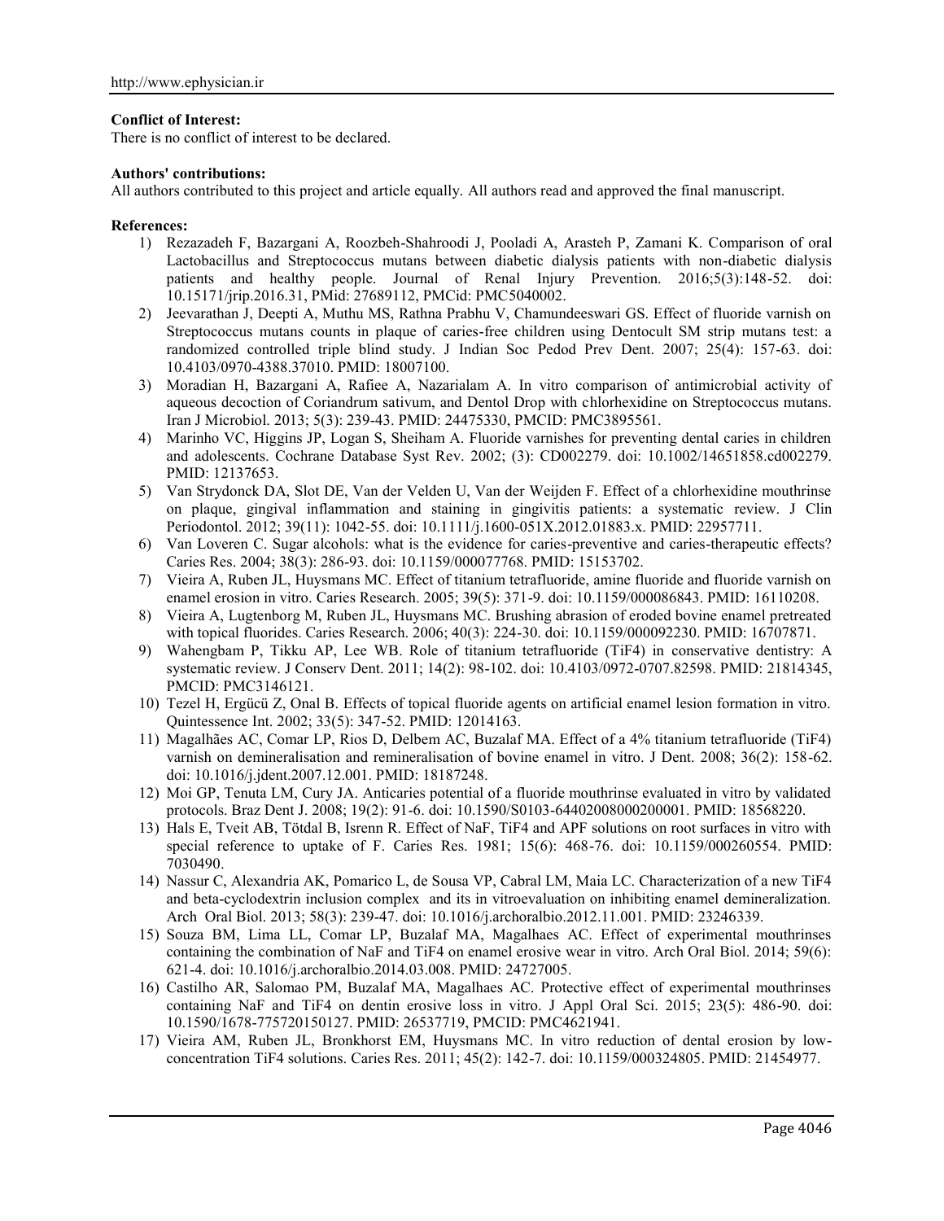**Conflict of Interest:**

There is no conflict of interest to be declared.

**Authors' contributions:**

All authors contributed to this project and article equally. All authors read and approved the final manuscript.

**References:**

1) Rezazadeh F, Bazargani A, Roozbeh-Shahroodi J, Pooladi A, Arasteh P, Zamani K. Comparison of oral Lactobacillus and Streptococcus mutans between diabetic dialysis patients with non-diabetic dialysis patients and healthy people. Journal of Renal Injury Prevention. 2016;5(3):148-52. doi: 10.15171/jrip.2016.31, PMid: 27689112, PMCid: PMC5040002.
2) Jeevarathan J, Deepti A, Muthu MS, Rathna Prabhu V, Chamundeeswari GS. Effect of fluoride varnish on Streptococcus mutans counts in plaque of caries-free children using Dentocult SM strip mutans test: a randomized controlled triple blind study. J Indian Soc Pedod Prev Dent. 2007; 25(4): 157-63. doi: 10.4103/0970-4388.37010. PMID: 18007100.
3) Moradian H, Bazargani A, Rafiee A, Nazarialam A. In vitro comparison of antimicrobial activity of aqueous decoction of Coriandrum sativum, and Dentol Drop with chlorhexidine on Streptococcus mutans. Iran J Microbiol. 2013; 5(3): 239-43. PMID: 24475330, PMCID: PMC3895561.
4) Marinho VC, Higgins JP, Logan S, Sheiham A. Fluoride varnishes for preventing dental caries in children and adolescents. Cochrane Database Syst Rev. 2002; (3): CD002279. doi: 10.1002/14651858.cd002279. PMID: 12137653.
5) Van Strydonck DA, Slot DE, Van der Velden U, Van der Weijden F. Effect of a chlorhexidine mouthrinse on plaque, gingival inflammation and staining in gingivitis patients: a systematic review. J Clin Periodontol. 2012; 39(11): 1042-55. doi: 10.1111/j.1600-051X.2012.01883.x. PMID: 22957711.
6) Van Loveren C. Sugar alcohols: what is the evidence for caries-preventive and caries-therapeutic effects? Caries Res. 2004; 38(3): 286-93. doi: 10.1159/000077768. PMID: 15153702.
7) Vieira A, Ruben JL, Huysmans MC. Effect of titanium tetrafluoride, amine fluoride and fluoride varnish on enamel erosion in vitro. Caries Research. 2005; 39(5): 371-9. doi: 10.1159/000086843. PMID: 16110208.
8) Vieira A, Lugtenborg M, Ruben JL, Huysmans MC. Brushing abrasion of eroded bovine enamel pretreated with topical fluorides. Caries Research. 2006; 40(3): 224-30. doi: 10.1159/000092230. PMID: 16707871.
9) Wahengbam P, Tikku AP, Lee WB. Role of titanium tetrafluoride ($TiF_4$) in conservative dentistry: A systematic review. J Conserv Dent. 2011; 14(2): 98-102. doi: 10.4103/0972-0707.82598. PMID: 21814345, PMCID: PMC3146121.
10) Tezel H, Ergücü Z, Onal B. Effects of topical fluoride agents on artificial enamel lesion formation in vitro. Quintessence Int. 2002; 33(5): 347-52. PMID: 12014163.
11) Magalhães AC, Comar LP, Rios D, Delbem AC, Buzalaf MA. Effect of a 4% titanium tetrafluoride ($TiF_4$) varnish on demineralisation and remineralisation of bovine enamel in vitro. J Dent. 2008; 36(2): 158-62. doi: 10.1016/j.jdent.2007.12.001. PMID: 18187248.
12) Moi GP, Tenuta LM, Cury JA. Anticaries potential of a fluoride mouthrinse evaluated in vitro by validated protocols. Braz Dent J. 2008; 19(2): 91-6. doi: 10.1590/S0103-64402008000200001. PMID: 18568220.
13) Hals E, Tveit AB, Tötdal B, Isrenn R. Effect of NaF, $TiF_4$ and APF solutions on root surfaces in vitro with special reference to uptake of F. Caries Res. 1981; 15(6): 468-76. doi: 10.1159/000260554. PMID: 7030490.
14) Nassur C, Alexandria AK, Pomarico L, de Sousa VP, Cabral LM, Maia LC. Characterization of a new $TiF_4$ and beta-cyclodextrin inclusion complex and its in vitroevaluation on inhibiting enamel demineralization. Arch Oral Biol. 2013; 58(3): 239-47. doi: 10.1016/j.archoralbio.2012.11.001. PMID: 23246339.
15) Souza BM, Lima LL, Comar LP, Buzalaf MA, Magalhaes AC. Effect of experimental mouthrinses containing the combination of NaF and $TiF_4$ on enamel erosive wear in vitro. Arch Oral Biol. 2014; 59(6): 621-4. doi: 10.1016/j.archoralbio.2014.03.008. PMID: 24727005.
16) Castilho AR, Salomao PM, Buzalaf MA, Magalhaes AC. Protective effect of experimental mouthrinses containing NaF and $TiF_4$ on dentin erosive loss in vitro. J Appl Oral Sci. 2015; 23(5): 486-90. doi: 10.1590/1678-775720150127. PMID: 26537719, PMCID: PMC4621941.
17) Vieira AM, Ruben JL, Bronkhorst EM, Huysmans MC. In vitro reduction of dental erosion by low-concentration $TiF_4$ solutions. Caries Res. 2011; 45(2): 142-7. doi: 10.1159/000324805. PMID: 21454977.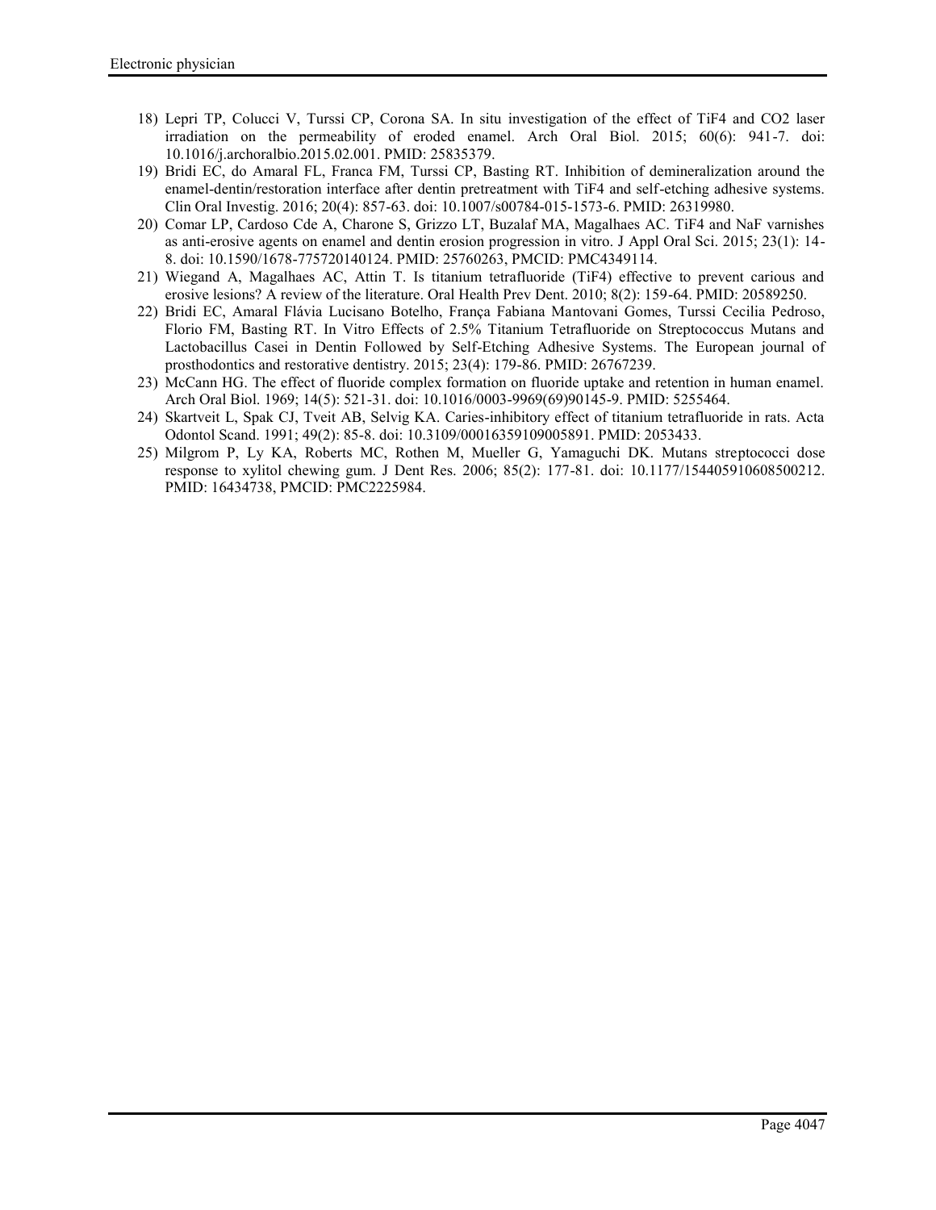18) Lepri TP, Colucci V, Turssi CP, Corona SA. In situ investigation of the effect of $TiF_4$ and $CO_2$ laser irradiation on the permeability of eroded enamel. Arch Oral Biol. 2015; 60(6): 941-7. doi: 10.1016/j.archoralbio.2015.02.001. PMID: 25835379.
19) Bridi EC, do Amaral FL, Franca FM, Turssi CP, Basting RT. Inhibition of demineralization around the enamel-dentin/restoration interface after dentin pretreatment with $TiF_4$ and self-etching adhesive systems. Clin Oral Investig. 2016; 20(4): 857-63. doi: 10.1007/s00784-015-1573-6. PMID: 26319980.
20) Comar LP, Cardoso Cde A, Charone S, Grizzo LT, Buzalaf MA, Magalhaes AC. $TiF_4$ and NaF varnishes as anti-erosive agents on enamel and dentin erosion progression in vitro. J Appl Oral Sci. 2015; 23(1): 14-8. doi: 10.1590/1678-775720140124. PMID: 25760263, PMCID: PMC4349114.
21) Wiegand A, Magalhaes AC, Attin T. Is titanium tetrafluoride ($TiF_4$) effective to prevent carious and erosive lesions? A review of the literature. Oral Health Prev Dent. 2010; 8(2): 159-64. PMID: 20589250.
22) Bridi EC, Amaral Flávia Lucisano Botelho, França Fabiana Mantovani Gomes, Turssi Cecilia Pedroso, Florio FM, Basting RT. In Vitro Effects of 2.5% Titanium Tetrafluoride on Streptococcus Mutans and Lactobacillus Casei in Dentin Followed by Self-Etching Adhesive Systems. The European journal of prosthodontics and restorative dentistry. 2015; 23(4): 179-86. PMID: 26767239.
23) McCann HG. The effect of fluoride complex formation on fluoride uptake and retention in human enamel. Arch Oral Biol. 1969; 14(5): 521-31. doi: 10.1016/0003-9969(69)90145-9. PMID: 5255464.
24) Skartveit L, Spak CJ, Tveit AB, Selvig KA. Caries-inhibitory effect of titanium tetrafluoride in rats. Acta Odontol Scand. 1991; 49(2): 85-8. doi: 10.3109/00016359109005891. PMID: 2053433.
25) Milgrom P, Ly KA, Roberts MC, Rothen M, Mueller G, Yamaguchi DK. Mutans streptococci dose response to xylitol chewing gum. J Dent Res. 2006; 85(2): 177-81. doi: 10.1177/154405910608500212. PMID: 16434738, PMCID: PMC2225984.